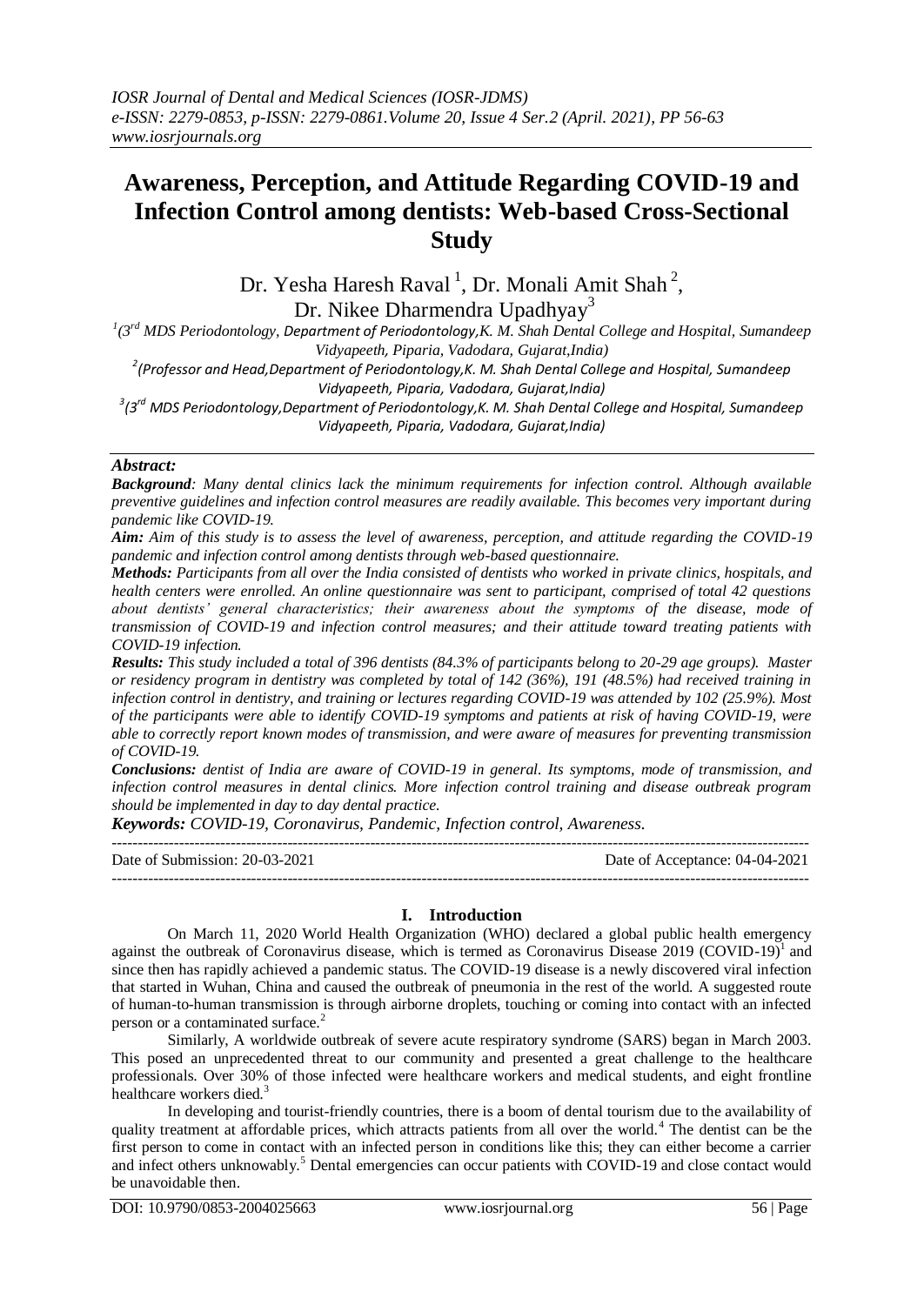# Awareness, Perception, and Attitude Regarding COVID-19 and Infection Control among dentists: Web-based Cross-Sectional Study

Dr. Yesha Haresh Raval [1], Dr. Monali Amit Shah [2], Dr. Nikee Dharmendra Upadhyay[3]

[1](3rd MDS Periodontology, Department of Periodontology,K. M. Shah Dental College and Hospital, Sumandeep Vidyapeeth, Piparia, Vadodara, Gujarat,India)

[2](Professor and Head,Department of Periodontology,K. M. Shah Dental College and Hospital, Sumandeep Vidyapeeth, Piparia, Vadodara, Gujarat,India)

[3](3rd MDS Periodontology,Department of Periodontology,K. M. Shah Dental College and Hospital, Sumandeep Vidyapeeth, Piparia, Vadodara, Gujarat,India)

***Abstract:***

***Background****: Many dental clinics lack the minimum requirements for infection control. Although available preventive guidelines and infection control measures are readily available. This becomes very important during pandemic like COVID-19.*

***Aim:*** *Aim of this study is to assess the level of awareness, perception, and attitude regarding the COVID-19 pandemic and infection control among dentists through web-based questionnaire.*

***Methods:*** *Participants from all over the India consisted of dentists who worked in private clinics, hospitals, and health centers were enrolled. An online questionnaire was sent to participant, comprised of total 42 questions about dentists' general characteristics; their awareness about the symptoms of the disease, mode of transmission of COVID-19 and infection control measures; and their attitude toward treating patients with COVID-19 infection.*

***Results:*** *This study included a total of 396 dentists (84.3% of participants belong to 20-29 age groups). Master or residency program in dentistry was completed by total of 142 (36%), 191 (48.5%) had received training in infection control in dentistry, and training or lectures regarding COVID-19 was attended by 102 (25.9%). Most of the participants were able to identify COVID-19 symptoms and patients at risk of having COVID-19, were able to correctly report known modes of transmission, and were aware of measures for preventing transmission of COVID-19.*

***Conclusions:*** *dentist of India are aware of COVID-19 in general. Its symptoms, mode of transmission, and infection control measures in dental clinics. More infection control training and disease outbreak program should be implemented in day to day dental practice.*

***Keywords:*** *COVID-19, Coronavirus, Pandemic, Infection control, Awareness.*

---

Date of Submission: 20-03-2021 Date of Acceptance: 04-04-2021

---

## I. Introduction

On March 11, 2020 World Health Organization (WHO) declared a global public health emergency against the outbreak of Coronavirus disease, which is termed as Coronavirus Disease 2019 (COVID-19)[1] and since then has rapidly achieved a pandemic status. The COVID-19 disease is a newly discovered viral infection that started in Wuhan, China and caused the outbreak of pneumonia in the rest of the world. A suggested route of human-to-human transmission is through airborne droplets, touching or coming into contact with an infected person or a contaminated surface.[2]

Similarly, A worldwide outbreak of severe acute respiratory syndrome (SARS) began in March 2003. This posed an unprecedented threat to our community and presented a great challenge to the healthcare professionals. Over 30% of those infected were healthcare workers and medical students, and eight frontline healthcare workers died.[3]

In developing and tourist-friendly countries, there is a boom of dental tourism due to the availability of quality treatment at affordable prices, which attracts patients from all over the world.[4] The dentist can be the first person to come in contact with an infected person in conditions like this; they can either become a carrier and infect others unknowably.[5] Dental emergencies can occur patients with COVID-19 and close contact would be unavoidable then.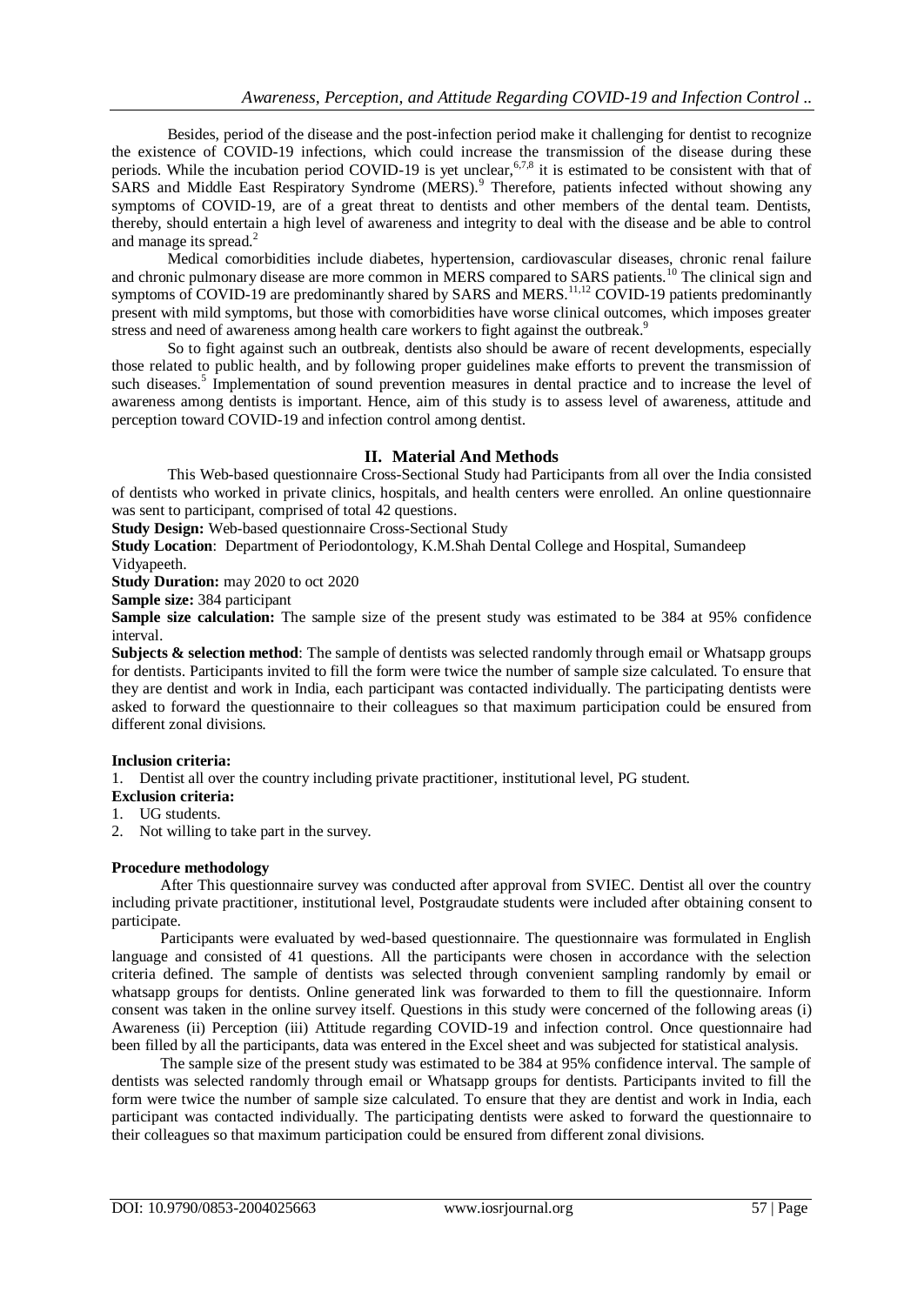Besides, period of the disease and the post-infection period make it challenging for dentist to recognize the existence of COVID-19 infections, which could increase the transmission of the disease during these periods. While the incubation period COVID-19 is yet unclear,[6,7,8] it is estimated to be consistent with that of SARS and Middle East Respiratory Syndrome (MERS).[9] Therefore, patients infected without showing any symptoms of COVID-19, are of a great threat to dentists and other members of the dental team. Dentists, thereby, should entertain a high level of awareness and integrity to deal with the disease and be able to control and manage its spread.[2]

Medical comorbidities include diabetes, hypertension, cardiovascular diseases, chronic renal failure and chronic pulmonary disease are more common in MERS compared to SARS patients.[10] The clinical sign and symptoms of COVID-19 are predominantly shared by SARS and MERS.[11,12] COVID-19 patients predominantly present with mild symptoms, but those with comorbidities have worse clinical outcomes, which imposes greater stress and need of awareness among health care workers to fight against the outbreak.[9]

So to fight against such an outbreak, dentists also should be aware of recent developments, especially those related to public health, and by following proper guidelines make efforts to prevent the transmission of such diseases.[5] Implementation of sound prevention measures in dental practice and to increase the level of awareness among dentists is important. Hence, aim of this study is to assess level of awareness, attitude and perception toward COVID-19 and infection control among dentist.

## II. Material And Methods

This Web-based questionnaire Cross-Sectional Study had Participants from all over the India consisted of dentists who worked in private clinics, hospitals, and health centers were enrolled. An online questionnaire was sent to participant, comprised of total 42 questions.

**Study Design:** Web-based questionnaire Cross-Sectional Study

**Study Location**: Department of Periodontology, K.M.Shah Dental College and Hospital, Sumandeep Vidyapeeth.

**Study Duration:** may 2020 to oct 2020

**Sample size:** 384 participant

**Sample size calculation:** The sample size of the present study was estimated to be 384 at 95% confidence interval.

**Subjects & selection method**: The sample of dentists was selected randomly through email or Whatsapp groups for dentists. Participants invited to fill the form were twice the number of sample size calculated. To ensure that they are dentist and work in India, each participant was contacted individually. The participating dentists were asked to forward the questionnaire to their colleagues so that maximum participation could be ensured from different zonal divisions.

**Inclusion criteria:**

1. Dentist all over the country including private practitioner, institutional level, PG student.

**Exclusion criteria:**

1. UG students.
2. Not willing to take part in the survey.

**Procedure methodology**

After This questionnaire survey was conducted after approval from SVIEC. Dentist all over the country including private practitioner, institutional level, Postgraudate students were included after obtaining consent to participate.

Participants were evaluated by wed-based questionnaire. The questionnaire was formulated in English language and consisted of 41 questions. All the participants were chosen in accordance with the selection criteria defined. The sample of dentists was selected through convenient sampling randomly by email or whatsapp groups for dentists. Online generated link was forwarded to them to fill the questionnaire. Inform consent was taken in the online survey itself. Questions in this study were concerned of the following areas (i) Awareness (ii) Perception (iii) Attitude regarding COVID-19 and infection control. Once questionnaire had been filled by all the participants, data was entered in the Excel sheet and was subjected for statistical analysis.

The sample size of the present study was estimated to be 384 at 95% confidence interval. The sample of dentists was selected randomly through email or Whatsapp groups for dentists. Participants invited to fill the form were twice the number of sample size calculated. To ensure that they are dentist and work in India, each participant was contacted individually. The participating dentists were asked to forward the questionnaire to their colleagues so that maximum participation could be ensured from different zonal divisions.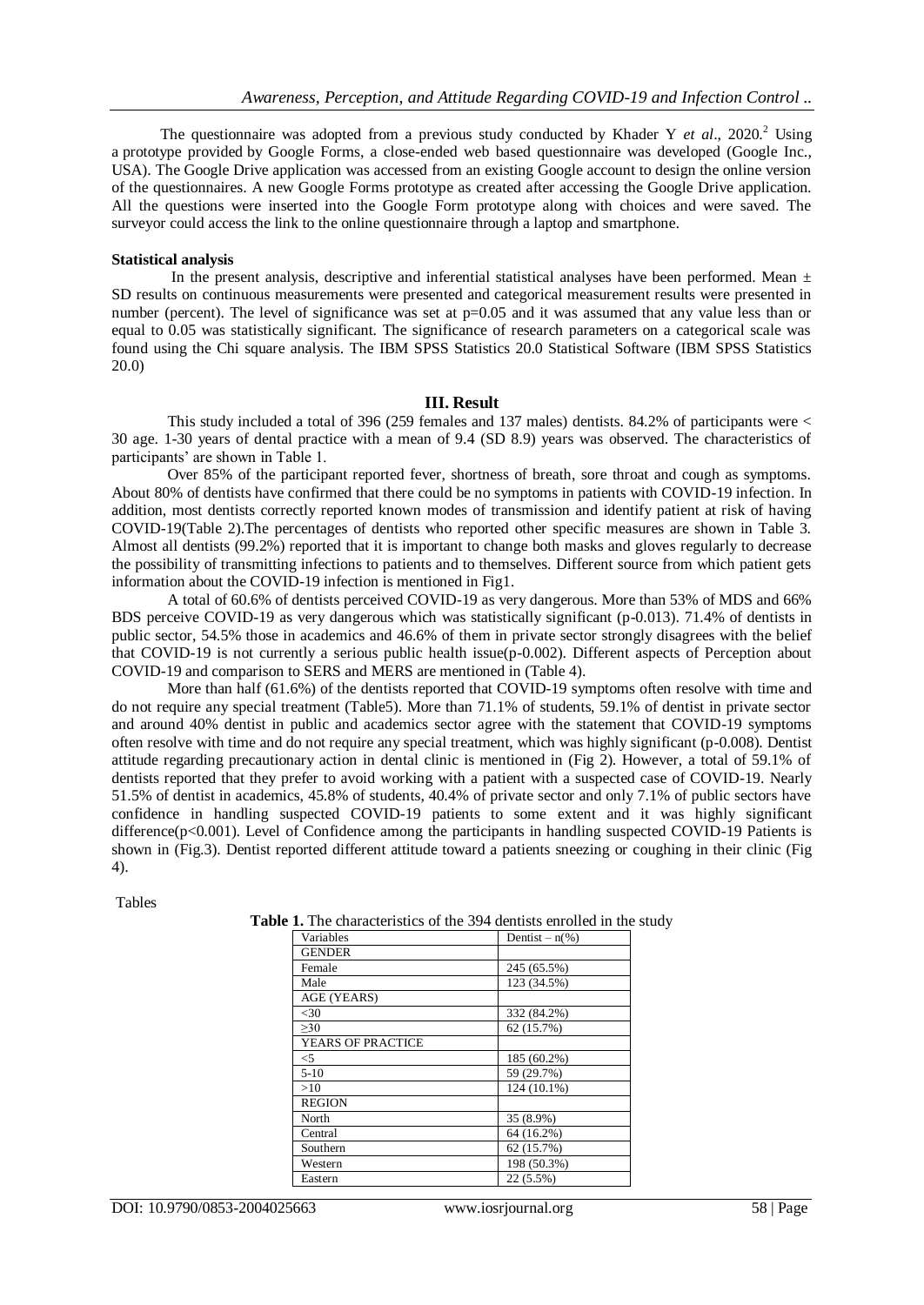The questionnaire was adopted from a previous study conducted by Khader Y *et al*., 2020.[2] Using a prototype provided by Google Forms, a close-ended web based questionnaire was developed (Google Inc., USA). The Google Drive application was accessed from an existing Google account to design the online version of the questionnaires. A new Google Forms prototype as created after accessing the Google Drive application. All the questions were inserted into the Google Form prototype along with choices and were saved. The surveyor could access the link to the online questionnaire through a laptop and smartphone.

**Statistical analysis**

In the present analysis, descriptive and inferential statistical analyses have been performed. Mean ± SD results on continuous measurements were presented and categorical measurement results were presented in number (percent). The level of significance was set at p=0.05 and it was assumed that any value less than or equal to 0.05 was statistically significant. The significance of research parameters on a categorical scale was found using the Chi square analysis. The IBM SPSS Statistics 20.0 Statistical Software (IBM SPSS Statistics 20.0)

## III. Result

This study included a total of 396 (259 females and 137 males) dentists. 84.2% of participants were < 30 age. 1-30 years of dental practice with a mean of 9.4 (SD 8.9) years was observed. The characteristics of participants' are shown in Table 1.

Over 85% of the participant reported fever, shortness of breath, sore throat and cough as symptoms. About 80% of dentists have confirmed that there could be no symptoms in patients with COVID-19 infection. In addition, most dentists correctly reported known modes of transmission and identify patient at risk of having COVID-19(Table 2).The percentages of dentists who reported other specific measures are shown in Table 3. Almost all dentists (99.2%) reported that it is important to change both masks and gloves regularly to decrease the possibility of transmitting infections to patients and to themselves. Different source from which patient gets information about the COVID-19 infection is mentioned in Fig1.

A total of 60.6% of dentists perceived COVID-19 as very dangerous. More than 53% of MDS and 66% BDS perceive COVID-19 as very dangerous which was statistically significant (p-0.013). 71.4% of dentists in public sector, 54.5% those in academics and 46.6% of them in private sector strongly disagrees with the belief that COVID-19 is not currently a serious public health issue(p-0.002). Different aspects of Perception about COVID-19 and comparison to SERS and MERS are mentioned in (Table 4).

More than half (61.6%) of the dentists reported that COVID-19 symptoms often resolve with time and do not require any special treatment (Table5). More than 71.1% of students, 59.1% of dentist in private sector and around 40% dentist in public and academics sector agree with the statement that COVID-19 symptoms often resolve with time and do not require any special treatment, which was highly significant (p-0.008). Dentist attitude regarding precautionary action in dental clinic is mentioned in (Fig 2). However, a total of 59.1% of dentists reported that they prefer to avoid working with a patient with a suspected case of COVID-19. Nearly 51.5% of dentist in academics, 45.8% of students, 40.4% of private sector and only 7.1% of public sectors have confidence in handling suspected COVID-19 patients to some extent and it was highly significant difference(p<0.001). Level of Confidence among the participants in handling suspected COVID-19 Patients is shown in (Fig.3). Dentist reported different attitude toward a patients sneezing or coughing in their clinic (Fig 4).

Tables

**Table 1.** The characteristics of the 394 dentists enrolled in the study

| Variables | Dentist – n(%) |
|---|---|
| GENDER | |
| Female | 245 (65.5%) |
| Male | 123 (34.5%) |
| AGE (YEARS) | |
| <30 | 332 (84.2%) |
| ≥30 | 62 (15.7%) |
| YEARS OF PRACTICE | |
| <5 | 185 (60.2%) |
| 5-10 | 59 (29.7%) |
| >10 | 124 (10.1%) |
| REGION | |
| North | 35 (8.9%) |
| Central | 64 (16.2%) |
| Southern | 62 (15.7%) |
| Western | 198 (50.3%) |
| Eastern | 22 (5.5%) |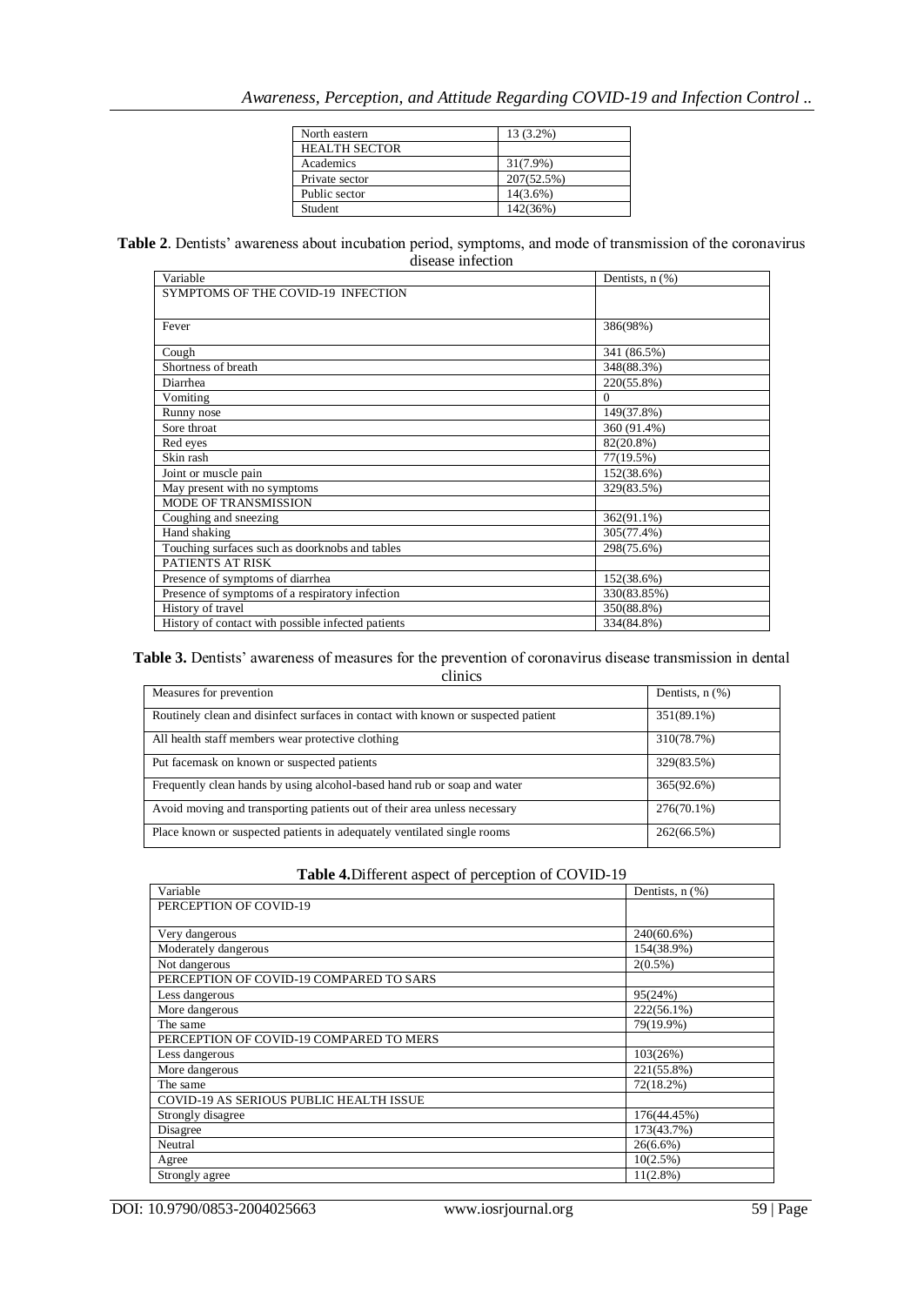| North eastern | 13 (3.2%) |
|---|---|
| HEALTH SECTOR | |
| Academics | 31(7.9%) |
| Private sector | 207(52.5%) |
| Public sector | 14(3.6%) |
| Student | 142(36%) |

**Table 2**. Dentists' awareness about incubation period, symptoms, and mode of transmission of the coronavirus disease infection

| Variable | Dentists, n (%) |
|---|---|
| SYMPTOMS OF THE COVID-19 INFECTION | |
| Fever | 386(98%) |
| Cough | 341 (86.5%) |
| Shortness of breath | 348(88.3%) |
| Diarrhea | 220(55.8%) |
| Vomiting | 0 |
| Runny nose | 149(37.8%) |
| Sore throat | 360 (91.4%) |
| Red eyes | 82(20.8%) |
| Skin rash | 77(19.5%) |
| Joint or muscle pain | 152(38.6%) |
| May present with no symptoms | 329(83.5%) |
| MODE OF TRANSMISSION | |
| Coughing and sneezing | 362(91.1%) |
| Hand shaking | 305(77.4%) |
| Touching surfaces such as doorknobs and tables | 298(75.6%) |
| PATIENTS AT RISK | |
| Presence of symptoms of diarrhea | 152(38.6%) |
| Presence of symptoms of a respiratory infection | 330(83.85%) |
| History of travel | 350(88.8%) |
| History of contact with possible infected patients | 334(84.8%) |

**Table 3.** Dentists' awareness of measures for the prevention of coronavirus disease transmission in dental clinics

| Measures for prevention | Dentists, n (%) |
|---|---|
| Routinely clean and disinfect surfaces in contact with known or suspected patient | 351(89.1%) |
| All health staff members wear protective clothing | 310(78.7%) |
| Put facemask on known or suspected patients | 329(83.5%) |
| Frequently clean hands by using alcohol-based hand rub or soap and water | 365(92.6%) |
| Avoid moving and transporting patients out of their area unless necessary | 276(70.1%) |
| Place known or suspected patients in adequately ventilated single rooms | 262(66.5%) |

**Table 4.** Different aspect of perception of COVID-19

| Variable | Dentists, n (%) |
|---|---|
| PERCEPTION OF COVID-19 | |
| Very dangerous | 240(60.6%) |
| Moderately dangerous | 154(38.9%) |
| Not dangerous | 2(0.5%) |
| PERCEPTION OF COVID-19 COMPARED TO SARS | |
| Less dangerous | 95(24%) |
| More dangerous | 222(56.1%) |
| The same | 79(19.9%) |
| PERCEPTION OF COVID-19 COMPARED TO MERS | |
| Less dangerous | 103(26%) |
| More dangerous | 221(55.8%) |
| The same | 72(18.2%) |
| COVID-19 AS SERIOUS PUBLIC HEALTH ISSUE | |
| Strongly disagree | 176(44.45%) |
| Disagree | 173(43.7%) |
| Neutral | 26(6.6%) |
| Agree | 10(2.5%) |
| Strongly agree | 11(2.8%) |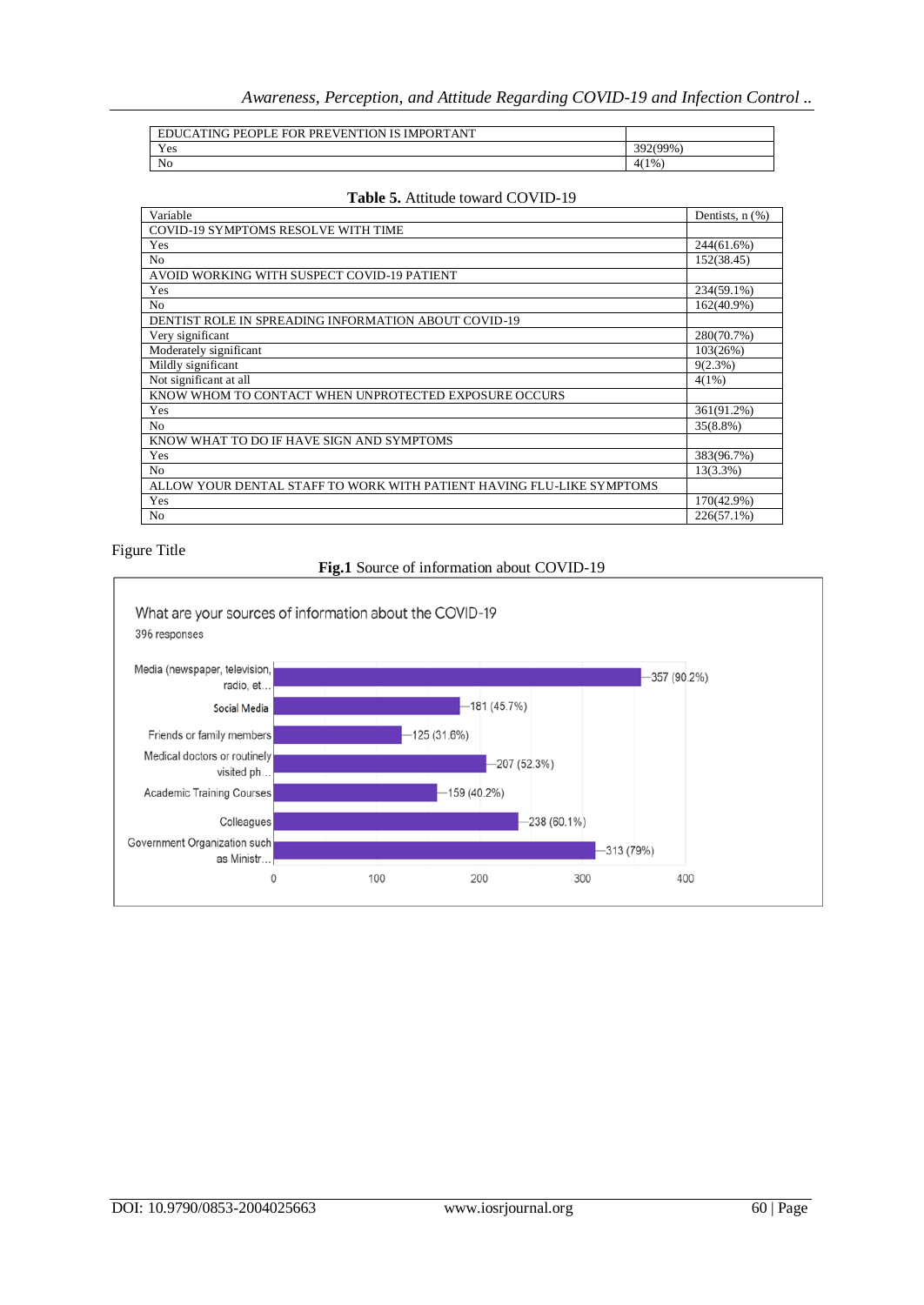| EDUCATING PEOPLE FOR PREVENTION IS IMPORTANT | |
|---|---|
| Yes | 392(99%) |
| No | 4(1%) |

**Table 5.** Attitude toward COVID-19

| Variable | Dentists, n (%) |
|---|---|
| COVID-19 SYMPTOMS RESOLVE WITH TIME | |
| Yes | 244(61.6%) |
| No | 152(38.45) |
| AVOID WORKING WITH SUSPECT COVID-19 PATIENT | |
| Yes | 234(59.1%) |
| No | 162(40.9%) |
| DENTIST ROLE IN SPREADING INFORMATION ABOUT COVID-19 | |
| Very significant | 280(70.7%) |
| Moderately significant | 103(26%) |
| Mildly significant | 9(2.3%) |
| Not significant at all | 4(1%) |
| KNOW WHOM TO CONTACT WHEN UNPROTECTED EXPOSURE OCCURS | |
| Yes | 361(91.2%) |
| No | 35(8.8%) |
| KNOW WHAT TO DO IF HAVE SIGN AND SYMPTOMS | |
| Yes | 383(96.7%) |
| No | 13(3.3%) |
| ALLOW YOUR DENTAL STAFF TO WORK WITH PATIENT HAVING FLU-LIKE SYMPTOMS | |
| Yes | 170(42.9%) |
| No | 226(57.1%) |

Figure Title

**Fig.1** Source of information about COVID-19

What are your sources of information about the COVID-19

396 responses

| Source | Responses |
|---|---|
| Media (newspaper, television, radio, et... | 357 (90.2%) |
| Social Media | 181 (45.7%) |
| Friends or family members | 125 (31.6%) |
| Medical doctors or routinely visited ph... | 207 (52.3%) |
| Academic Training Courses | 159 (40.2%) |
| Colleagues | 238 (60.1%) |
| Government Organization such as Ministr... | 313 (79%) |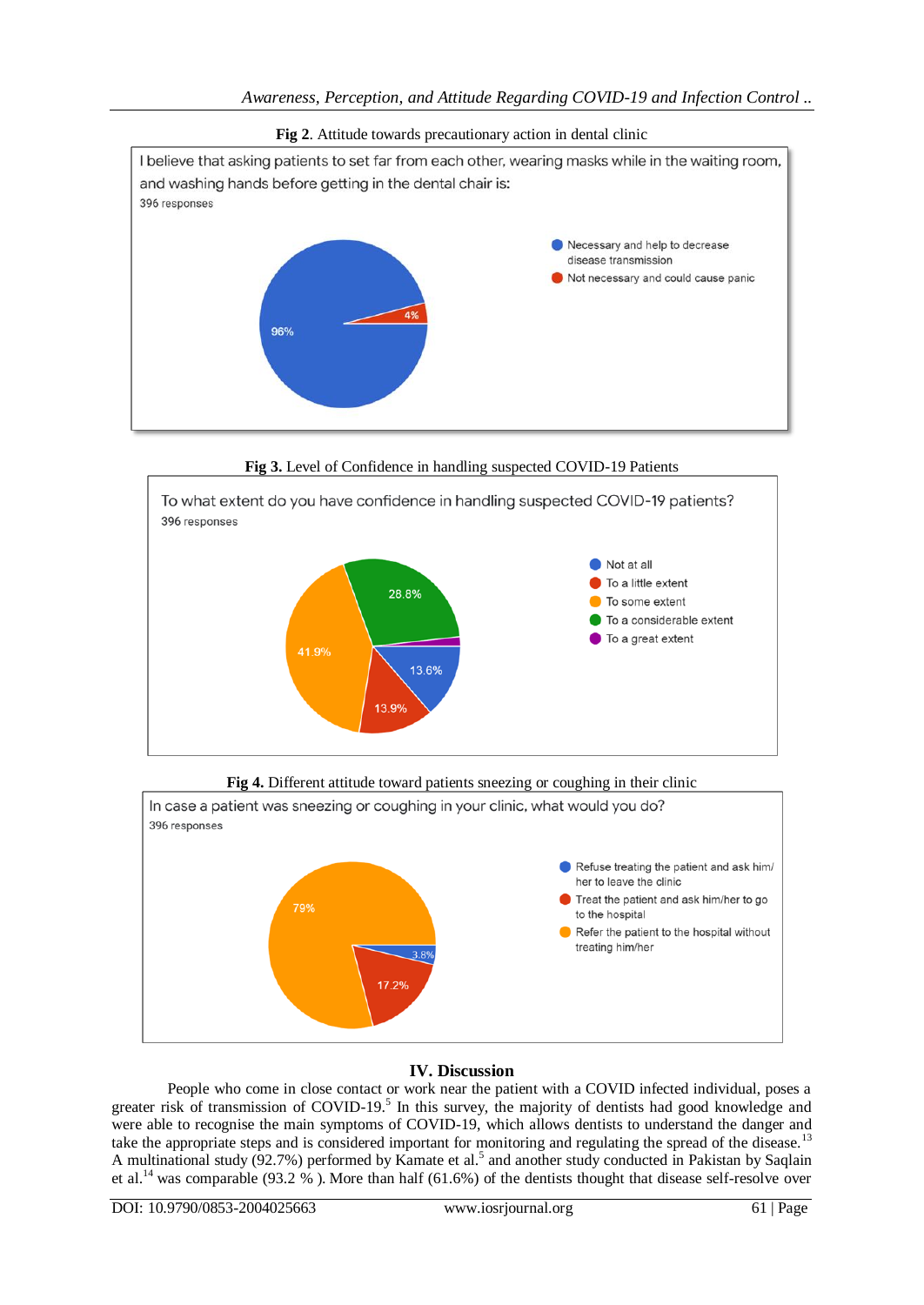**Fig 2**. Attitude towards precautionary action in dental clinic

I believe that asking patients to set far from each other, wearing masks while in the waiting room, and washing hands before getting in the dental chair is:

396 responses

- Necessary and help to decrease disease transmission: 96%
- Not necessary and could cause panic: 4%

**Fig 3.** Level of Confidence in handling suspected COVID-19 Patients

To what extent do you have confidence in handling suspected COVID-19 patients?

396 responses

- Not at all: 13.6%
- To a little extent: 13.9%
- To some extent: 41.9%
- To a considerable extent: 28.8%
- To a great extent

**Fig 4.** Different attitude toward patients sneezing or coughing in their clinic

In case a patient was sneezing or coughing in your clinic, what would you do?

396 responses

- Refuse treating the patient and ask him/her to leave the clinic: 3.8%
- Treat the patient and ask him/her to go to the hospital: 17.2%
- Refer the patient to the hospital without treating him/her: 79%

## IV. Discussion

People who come in close contact or work near the patient with a COVID infected individual, poses a greater risk of transmission of COVID-19.[5] In this survey, the majority of dentists had good knowledge and were able to recognise the main symptoms of COVID-19, which allows dentists to understand the danger and take the appropriate steps and is considered important for monitoring and regulating the spread of the disease.[13] A multinational study (92.7%) performed by Kamate et al.[5] and another study conducted in Pakistan by Saqlain et al.[14] was comparable (93.2 % ). More than half (61.6%) of the dentists thought that disease self-resolve over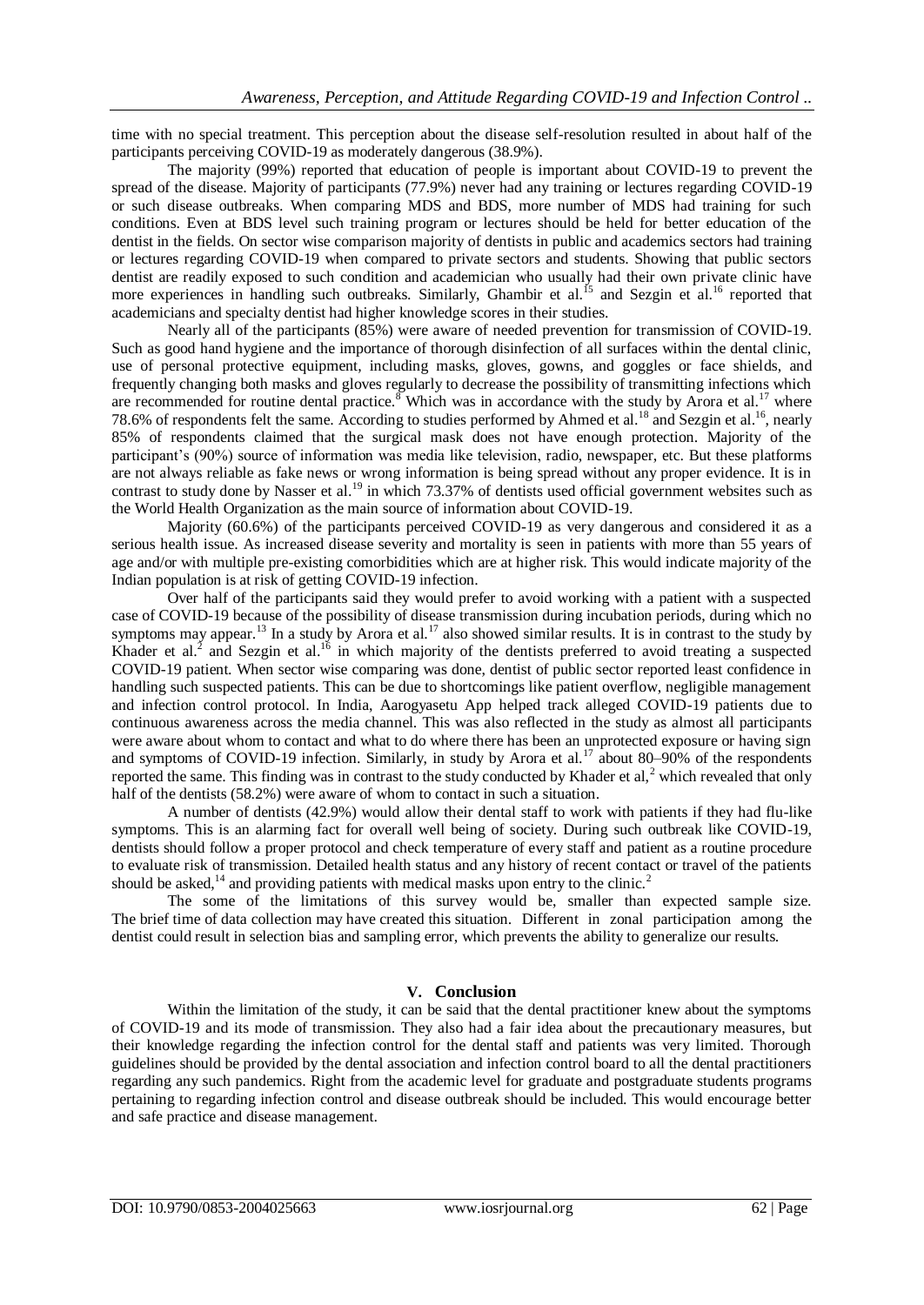time with no special treatment. This perception about the disease self-resolution resulted in about half of the participants perceiving COVID-19 as moderately dangerous (38.9%).

The majority (99%) reported that education of people is important about COVID-19 to prevent the spread of the disease. Majority of participants (77.9%) never had any training or lectures regarding COVID-19 or such disease outbreaks. When comparing MDS and BDS, more number of MDS had training for such conditions. Even at BDS level such training program or lectures should be held for better education of the dentist in the fields. On sector wise comparison majority of dentists in public and academics sectors had training or lectures regarding COVID-19 when compared to private sectors and students. Showing that public sectors dentist are readily exposed to such condition and academician who usually had their own private clinic have more experiences in handling such outbreaks. Similarly, Ghambir et al.[15] and Sezgin et al.[16] reported that academicians and specialty dentist had higher knowledge scores in their studies.

Nearly all of the participants (85%) were aware of needed prevention for transmission of COVID-19. Such as good hand hygiene and the importance of thorough disinfection of all surfaces within the dental clinic, use of personal protective equipment, including masks, gloves, gowns, and goggles or face shields, and frequently changing both masks and gloves regularly to decrease the possibility of transmitting infections which are recommended for routine dental practice.[8] Which was in accordance with the study by Arora et al.[17] where 78.6% of respondents felt the same. According to studies performed by Ahmed et al.[18] and Sezgin et al.[16], nearly 85% of respondents claimed that the surgical mask does not have enough protection. Majority of the participant's (90%) source of information was media like television, radio, newspaper, etc. But these platforms are not always reliable as fake news or wrong information is being spread without any proper evidence. It is in contrast to study done by Nasser et al.[19] in which 73.37% of dentists used official government websites such as the World Health Organization as the main source of information about COVID-19.

Majority (60.6%) of the participants perceived COVID-19 as very dangerous and considered it as a serious health issue. As increased disease severity and mortality is seen in patients with more than 55 years of age and/or with multiple pre-existing comorbidities which are at higher risk. This would indicate majority of the Indian population is at risk of getting COVID-19 infection.

Over half of the participants said they would prefer to avoid working with a patient with a suspected case of COVID-19 because of the possibility of disease transmission during incubation periods, during which no symptoms may appear.[13] In a study by Arora et al.[17] also showed similar results. It is in contrast to the study by Khader et al.[2] and Sezgin et al.[16] in which majority of the dentists preferred to avoid treating a suspected COVID-19 patient. When sector wise comparing was done, dentist of public sector reported least confidence in handling such suspected patients. This can be due to shortcomings like patient overflow, negligible management and infection control protocol. In India, Aarogyasetu App helped track alleged COVID-19 patients due to continuous awareness across the media channel. This was also reflected in the study as almost all participants were aware about whom to contact and what to do where there has been an unprotected exposure or having sign and symptoms of COVID-19 infection. Similarly, in study by Arora et al.[17] about 80–90% of the respondents reported the same. This finding was in contrast to the study conducted by Khader et al,[2] which revealed that only half of the dentists (58.2%) were aware of whom to contact in such a situation.

A number of dentists (42.9%) would allow their dental staff to work with patients if they had flu-like symptoms. This is an alarming fact for overall well being of society. During such outbreak like COVID-19, dentists should follow a proper protocol and check temperature of every staff and patient as a routine procedure to evaluate risk of transmission. Detailed health status and any history of recent contact or travel of the patients should be asked,[14] and providing patients with medical masks upon entry to the clinic.[2]

The some of the limitations of this survey would be, smaller than expected sample size. The brief time of data collection may have created this situation. Different in zonal participation among the dentist could result in selection bias and sampling error, which prevents the ability to generalize our results.

## V. Conclusion

Within the limitation of the study, it can be said that the dental practitioner knew about the symptoms of COVID-19 and its mode of transmission. They also had a fair idea about the precautionary measures, but their knowledge regarding the infection control for the dental staff and patients was very limited. Thorough guidelines should be provided by the dental association and infection control board to all the dental practitioners regarding any such pandemics. Right from the academic level for graduate and postgraduate students programs pertaining to regarding infection control and disease outbreak should be included. This would encourage better and safe practice and disease management.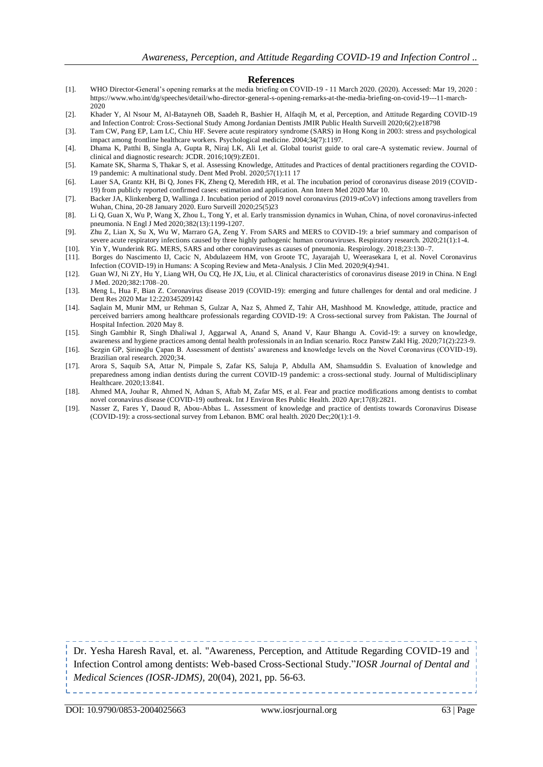## References

[1]. WHO Director-General's opening remarks at the media briefing on COVID-19 - 11 March 2020. (2020). Accessed: Mar 19, 2020 : https://www.who.int/dg/speeches/detail/who-director-general-s-opening-remarks-at-the-media-briefing-on-covid-19---11-march-2020

[2]. Khader Y, Al Nsour M, Al-Batayneh OB, Saadeh R, Bashier H, Alfaqih M, et al, Perception, and Attitude Regarding COVID-19 and Infection Control: Cross-Sectional Study Among Jordanian Dentists JMIR Public Health Surveill 2020;6(2):e18798

[3]. Tam CW, Pang EP, Lam LC, Chiu HF. Severe acute respiratory syndrome (SARS) in Hong Kong in 2003: stress and psychological impact among frontline healthcare workers. Psychological medicine. 2004;34(7):1197.

[4]. Dhama K, Patthi B, Singla A, Gupta R, Niraj LK, Ali I,et al. Global tourist guide to oral care-A systematic review. Journal of clinical and diagnostic research: JCDR. 2016;10(9):ZE01.

[5]. Kamate SK, Sharma S, Thakar S, et al. Assessing Knowledge, Attitudes and Practices of dental practitioners regarding the COVID-19 pandemic: A multinational study. Dent Med Probl. 2020;57(1):11 17

[6]. Lauer SA, Grantz KH, Bi Q, Jones FK, Zheng Q, Meredith HR, et al. The incubation period of coronavirus disease 2019 (COVID-19) from publicly reported confirmed cases: estimation and application. Ann Intern Med 2020 Mar 10.

[7]. Backer JA, Klinkenberg D, Wallinga J. Incubation period of 2019 novel coronavirus (2019-nCoV) infections among travellers from Wuhan, China, 20-28 January 2020. Euro Surveill 2020;25(5)23

[8]. Li Q, Guan X, Wu P, Wang X, Zhou L, Tong Y, et al. Early transmission dynamics in Wuhan, China, of novel coronavirus-infected pneumonia. N Engl J Med 2020;382(13):1199-1207.

[9]. Zhu Z, Lian X, Su X, Wu W, Marraro GA, Zeng Y. From SARS and MERS to COVID-19: a brief summary and comparison of severe acute respiratory infections caused by three highly pathogenic human coronaviruses. Respiratory research. 2020;21(1):1-4.

[10]. Yin Y, Wunderink RG. MERS, SARS and other coronaviruses as causes of pneumonia. Respirology. 2018;23:130–7.

[11]. Borges do Nascimento IJ, Cacic N, Abdulazeem HM, von Groote TC, Jayarajah U, Weerasekara I, et al. Novel Coronavirus Infection (COVID-19) in Humans: A Scoping Review and Meta-Analysis. J Clin Med. 2020;9(4):941.

[12]. Guan WJ, Ni ZY, Hu Y, Liang WH, Ou CQ, He JX, Liu, et al. Clinical characteristics of coronavirus disease 2019 in China. N Engl J Med. 2020;382:1708–20.

[13]. Meng L, Hua F, Bian Z. Coronavirus disease 2019 (COVID-19): emerging and future challenges for dental and oral medicine. J Dent Res 2020 Mar 12:220345209142

[14]. Saqlain M, Munir MM, ur Rehman S, Gulzar A, Naz S, Ahmed Z, Tahir AH, Mashhood M. Knowledge, attitude, practice and perceived barriers among healthcare professionals regarding COVID-19: A Cross-sectional survey from Pakistan. The Journal of Hospital Infection. 2020 May 8.

[15]. Singh Gambhir R, Singh Dhaliwal J, Aggarwal A, Anand S, Anand V, Kaur Bhangu A. Covid-19: a survey on knowledge, awareness and hygiene practices among dental health professionals in an Indian scenario. Rocz Panstw Zakl Hig. 2020;71(2):223-9.

[16]. Sezgin GP, Şirinoğlu Çapan B. Assessment of dentists' awareness and knowledge levels on the Novel Coronavirus (COVID-19). Brazilian oral research. 2020;34.

[17]. Arora S, Saquib SA, Attar N, Pimpale S, Zafar KS, Saluja P, Abdulla AM, Shamsuddin S. Evaluation of knowledge and preparedness among indian dentists during the current COVID-19 pandemic: a cross-sectional study. Journal of Multidisciplinary Healthcare. 2020;13:841.

[18]. Ahmed MA, Jouhar R, Ahmed N, Adnan S, Aftab M, Zafar MS, et al. Fear and practice modifications among dentists to combat novel coronavirus disease (COVID-19) outbreak. Int J Environ Res Public Health. 2020 Apr;17(8):2821.

[19]. Nasser Z, Fares Y, Daoud R, Abou-Abbas L. Assessment of knowledge and practice of dentists towards Coronavirus Disease (COVID-19): a cross-sectional survey from Lebanon. BMC oral health. 2020 Dec;20(1):1-9.

Dr. Yesha Haresh Raval, et. al. "Awareness, Perception, and Attitude Regarding COVID-19 and Infection Control among dentists: Web-based Cross-Sectional Study."*IOSR Journal of Dental and Medical Sciences (IOSR-JDMS)*, 20(04), 2021, pp. 56-63.